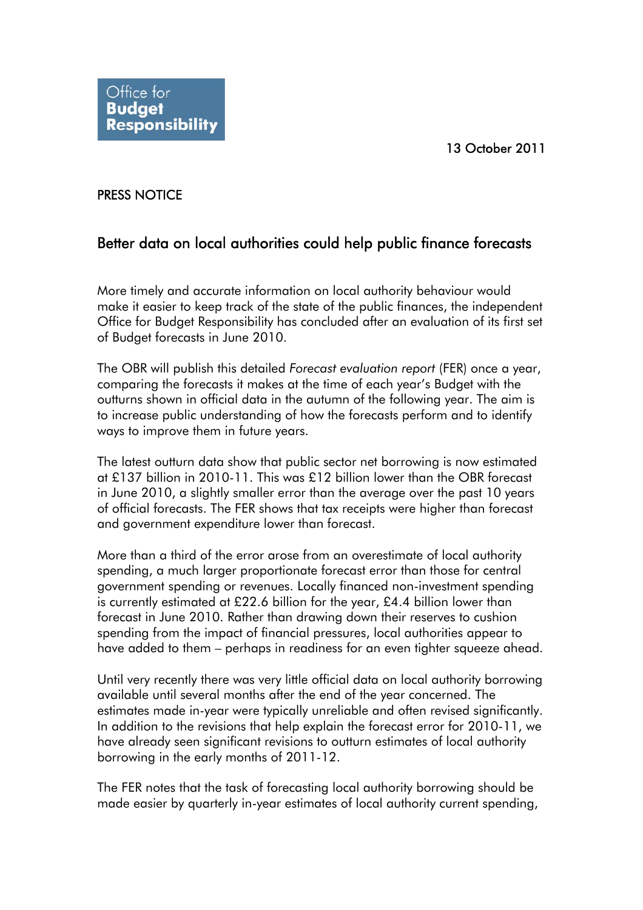Office for **Budget Responsibility**

13 October 2011

PRESS NOTICE

## Better data on local authorities could help public finance forecasts

More timely and accurate information on local authority behaviour would make it easier to keep track of the state of the public finances, the independent Office for Budget Responsibility has concluded after an evaluation of its first set of Budget forecasts in June 2010.

The OBR will publish this detailed *Forecast evaluation report* (FER) once a year, comparing the forecasts it makes at the time of each year's Budget with the outturns shown in official data in the autumn of the following year. The aim is to increase public understanding of how the forecasts perform and to identify ways to improve them in future years.

The latest outturn data show that public sector net borrowing is now estimated at £137 billion in 2010-11. This was £12 billion lower than the OBR forecast in June 2010, a slightly smaller error than the average over the past 10 years of official forecasts. The FER shows that tax receipts were higher than forecast and government expenditure lower than forecast.

More than a third of the error arose from an overestimate of local authority spending, a much larger proportionate forecast error than those for central government spending or revenues. Locally financed non-investment spending is currently estimated at £22.6 billion for the year, £4.4 billion lower than forecast in June 2010. Rather than drawing down their reserves to cushion spending from the impact of financial pressures, local authorities appear to have added to them – perhaps in readiness for an even tighter squeeze ahead.

Until very recently there was very little official data on local authority borrowing available until several months after the end of the year concerned. The estimates made in-year were typically unreliable and often revised significantly. In addition to the revisions that help explain the forecast error for 2010-11, we have already seen significant revisions to outturn estimates of local authority borrowing in the early months of 2011-12.

The FER notes that the task of forecasting local authority borrowing should be made easier by quarterly in-year estimates of local authority current spending,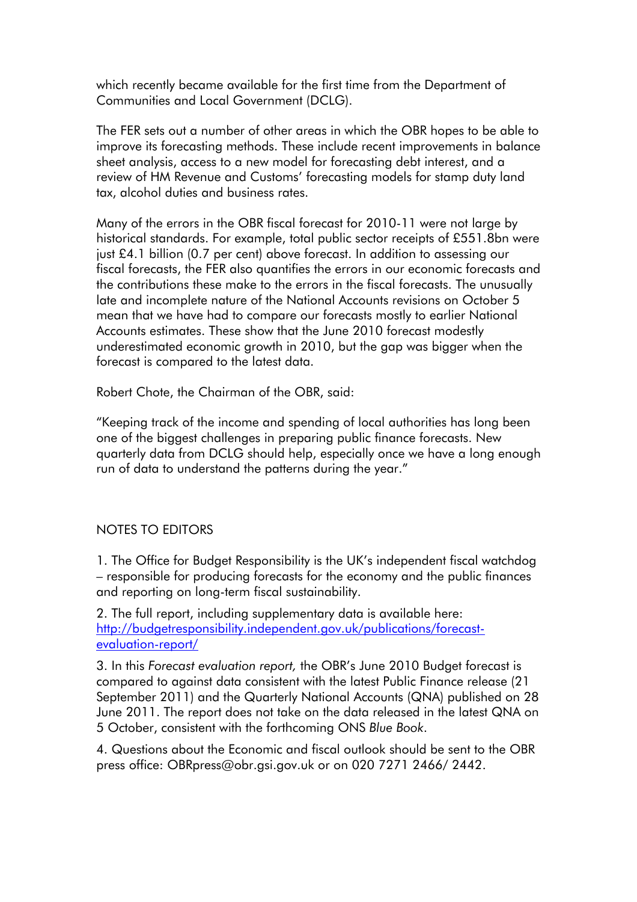which recently became available for the first time from the Department of Communities and Local Government (DCLG).

The FER sets out a number of other areas in which the OBR hopes to be able to improve its forecasting methods. These include recent improvements in balance sheet analysis, access to a new model for forecasting debt interest, and a review of HM Revenue and Customs' forecasting models for stamp duty land tax, alcohol duties and business rates.

Many of the errors in the OBR fiscal forecast for 2010-11 were not large by historical standards. For example, total public sector receipts of £551.8bn were just £4.1 billion (0.7 per cent) above forecast. In addition to assessing our fiscal forecasts, the FER also quantifies the errors in our economic forecasts and the contributions these make to the errors in the fiscal forecasts. The unusually late and incomplete nature of the National Accounts revisions on October 5 mean that we have had to compare our forecasts mostly to earlier National Accounts estimates. These show that the June 2010 forecast modestly underestimated economic growth in 2010, but the gap was bigger when the forecast is compared to the latest data.

Robert Chote, the Chairman of the OBR, said:

"Keeping track of the income and spending of local authorities has long been one of the biggest challenges in preparing public finance forecasts. New quarterly data from DCLG should help, especially once we have a long enough run of data to understand the patterns during the year."

NOTES TO EDITORS

1. The Office for Budget Responsibility is the UK's independent fiscal watchdog – responsible for producing forecasts for the economy and the public finances and reporting on long-term fiscal sustainability.

2. The full report, including supplementary data is available here: [http://budgetresponsibility.independent.gov.uk/publications/forecast-evaluation-report/](http://budgetresponsibility.independent.gov.uk/publications/forecast-evaluation-report/)

3. In this *Forecast evaluation report,* the OBR's June 2010 Budget forecast is compared to against data consistent with the latest Public Finance release (21 September 2011) and the Quarterly National Accounts (QNA) published on 28 June 2011. The report does not take on the data released in the latest QNA on 5 October, consistent with the forthcoming ONS *Blue Book*.

4. Questions about the Economic and fiscal outlook should be sent to the OBR press office: OBRpress@obr.gsi.gov.uk or on 020 7271 2466/ 2442.